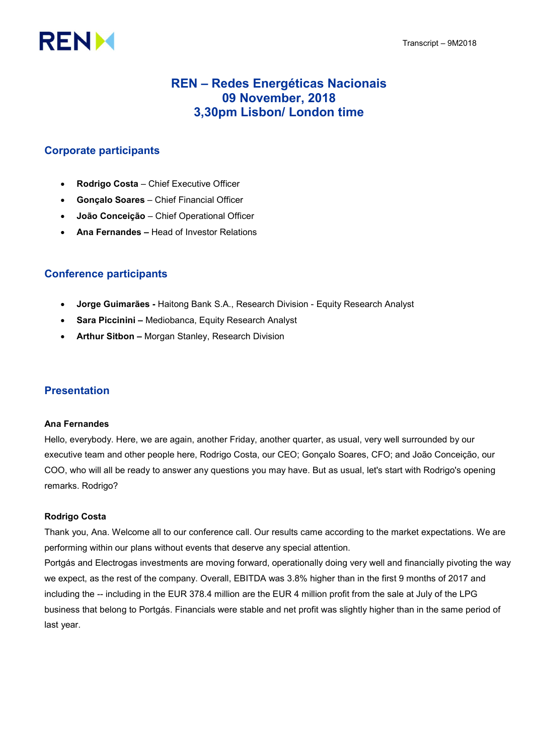# REN – Redes Energéticas Nacionais
# 09 November, 2018
# 3,30pm Lisbon/ London time

## Corporate participants

- **Rodrigo Costa** – Chief Executive Officer
- **Gonçalo Soares** – Chief Financial Officer
- **João Conceição** – Chief Operational Officer
- **Ana Fernandes –** Head of Investor Relations

## Conference participants

- **Jorge Guimarães -** Haitong Bank S.A., Research Division - Equity Research Analyst
- **Sara Piccinini –** Mediobanca, Equity Research Analyst
- **Arthur Sitbon –** Morgan Stanley, Research Division

## Presentation

**Ana Fernandes**

Hello, everybody. Here, we are again, another Friday, another quarter, as usual, very well surrounded by our executive team and other people here, Rodrigo Costa, our CEO; Gonçalo Soares, CFO; and João Conceição, our COO, who will all be ready to answer any questions you may have. But as usual, let's start with Rodrigo's opening remarks. Rodrigo?

**Rodrigo Costa**

Thank you, Ana. Welcome all to our conference call. Our results came according to the market expectations. We are performing within our plans without events that deserve any special attention.

Portgás and Electrogas investments are moving forward, operationally doing very well and financially pivoting the way we expect, as the rest of the company. Overall, EBITDA was 3.8% higher than in the first 9 months of 2017 and including the -- including in the EUR 378.4 million are the EUR 4 million profit from the sale at July of the LPG business that belong to Portgás. Financials were stable and net profit was slightly higher than in the same period of last year.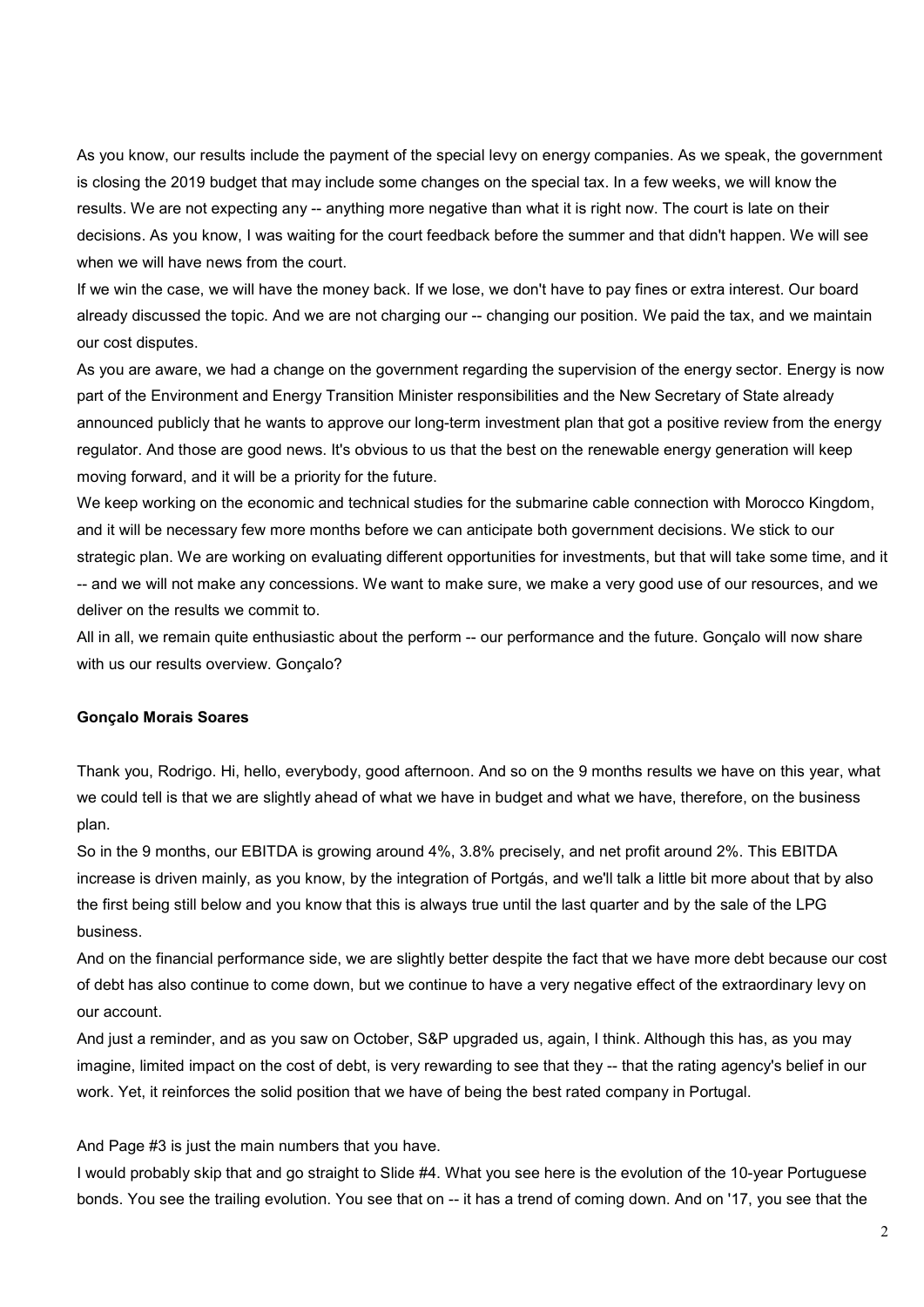As you know, our results include the payment of the special levy on energy companies. As we speak, the government is closing the 2019 budget that may include some changes on the special tax. In a few weeks, we will know the results. We are not expecting any -- anything more negative than what it is right now. The court is late on their decisions. As you know, I was waiting for the court feedback before the summer and that didn't happen. We will see when we will have news from the court.

If we win the case, we will have the money back. If we lose, we don't have to pay fines or extra interest. Our board already discussed the topic. And we are not charging our -- changing our position. We paid the tax, and we maintain our cost disputes.

As you are aware, we had a change on the government regarding the supervision of the energy sector. Energy is now part of the Environment and Energy Transition Minister responsibilities and the New Secretary of State already announced publicly that he wants to approve our long-term investment plan that got a positive review from the energy regulator. And those are good news. It's obvious to us that the best on the renewable energy generation will keep moving forward, and it will be a priority for the future.

We keep working on the economic and technical studies for the submarine cable connection with Morocco Kingdom, and it will be necessary few more months before we can anticipate both government decisions. We stick to our strategic plan. We are working on evaluating different opportunities for investments, but that will take some time, and it -- and we will not make any concessions. We want to make sure, we make a very good use of our resources, and we deliver on the results we commit to.

All in all, we remain quite enthusiastic about the perform -- our performance and the future. Gonçalo will now share with us our results overview. Gonçalo?

**Gonçalo Morais Soares**

Thank you, Rodrigo. Hi, hello, everybody, good afternoon. And so on the 9 months results we have on this year, what we could tell is that we are slightly ahead of what we have in budget and what we have, therefore, on the business plan.

So in the 9 months, our EBITDA is growing around 4%, 3.8% precisely, and net profit around 2%. This EBITDA increase is driven mainly, as you know, by the integration of Portgás, and we'll talk a little bit more about that by also the first being still below and you know that this is always true until the last quarter and by the sale of the LPG business.

And on the financial performance side, we are slightly better despite the fact that we have more debt because our cost of debt has also continue to come down, but we continue to have a very negative effect of the extraordinary levy on our account.

And just a reminder, and as you saw on October, S&P upgraded us, again, I think. Although this has, as you may imagine, limited impact on the cost of debt, is very rewarding to see that they -- that the rating agency's belief in our work. Yet, it reinforces the solid position that we have of being the best rated company in Portugal.

And Page #3 is just the main numbers that you have.

I would probably skip that and go straight to Slide #4. What you see here is the evolution of the 10-year Portuguese bonds. You see the trailing evolution. You see that on -- it has a trend of coming down. And on '17, you see that the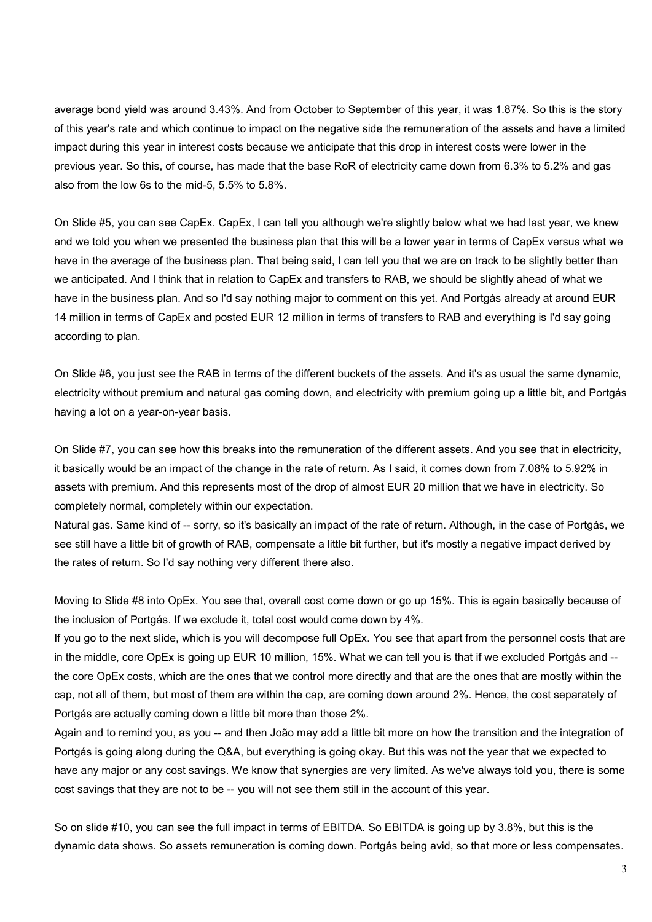average bond yield was around 3.43%. And from October to September of this year, it was 1.87%. So this is the story of this year's rate and which continue to impact on the negative side the remuneration of the assets and have a limited impact during this year in interest costs because we anticipate that this drop in interest costs were lower in the previous year. So this, of course, has made that the base RoR of electricity came down from 6.3% to 5.2% and gas also from the low 6s to the mid-5, 5.5% to 5.8%.

On Slide #5, you can see CapEx. CapEx, I can tell you although we're slightly below what we had last year, we knew and we told you when we presented the business plan that this will be a lower year in terms of CapEx versus what we have in the average of the business plan. That being said, I can tell you that we are on track to be slightly better than we anticipated. And I think that in relation to CapEx and transfers to RAB, we should be slightly ahead of what we have in the business plan. And so I'd say nothing major to comment on this yet. And Portgás already at around EUR 14 million in terms of CapEx and posted EUR 12 million in terms of transfers to RAB and everything is I'd say going according to plan.

On Slide #6, you just see the RAB in terms of the different buckets of the assets. And it's as usual the same dynamic, electricity without premium and natural gas coming down, and electricity with premium going up a little bit, and Portgás having a lot on a year-on-year basis.

On Slide #7, you can see how this breaks into the remuneration of the different assets. And you see that in electricity, it basically would be an impact of the change in the rate of return. As I said, it comes down from 7.08% to 5.92% in assets with premium. And this represents most of the drop of almost EUR 20 million that we have in electricity. So completely normal, completely within our expectation.

Natural gas. Same kind of -- sorry, so it's basically an impact of the rate of return. Although, in the case of Portgás, we see still have a little bit of growth of RAB, compensate a little bit further, but it's mostly a negative impact derived by the rates of return. So I'd say nothing very different there also.

Moving to Slide #8 into OpEx. You see that, overall cost come down or go up 15%. This is again basically because of the inclusion of Portgás. If we exclude it, total cost would come down by 4%.

If you go to the next slide, which is you will decompose full OpEx. You see that apart from the personnel costs that are in the middle, core OpEx is going up EUR 10 million, 15%. What we can tell you is that if we excluded Portgás and -- the core OpEx costs, which are the ones that we control more directly and that are the ones that are mostly within the cap, not all of them, but most of them are within the cap, are coming down around 2%. Hence, the cost separately of Portgás are actually coming down a little bit more than those 2%.

Again and to remind you, as you -- and then João may add a little bit more on how the transition and the integration of Portgás is going along during the Q&A, but everything is going okay. But this was not the year that we expected to have any major or any cost savings. We know that synergies are very limited. As we've always told you, there is some cost savings that they are not to be -- you will not see them still in the account of this year.

So on slide #10, you can see the full impact in terms of EBITDA. So EBITDA is going up by 3.8%, but this is the dynamic data shows. So assets remuneration is coming down. Portgás being avid, so that more or less compensates.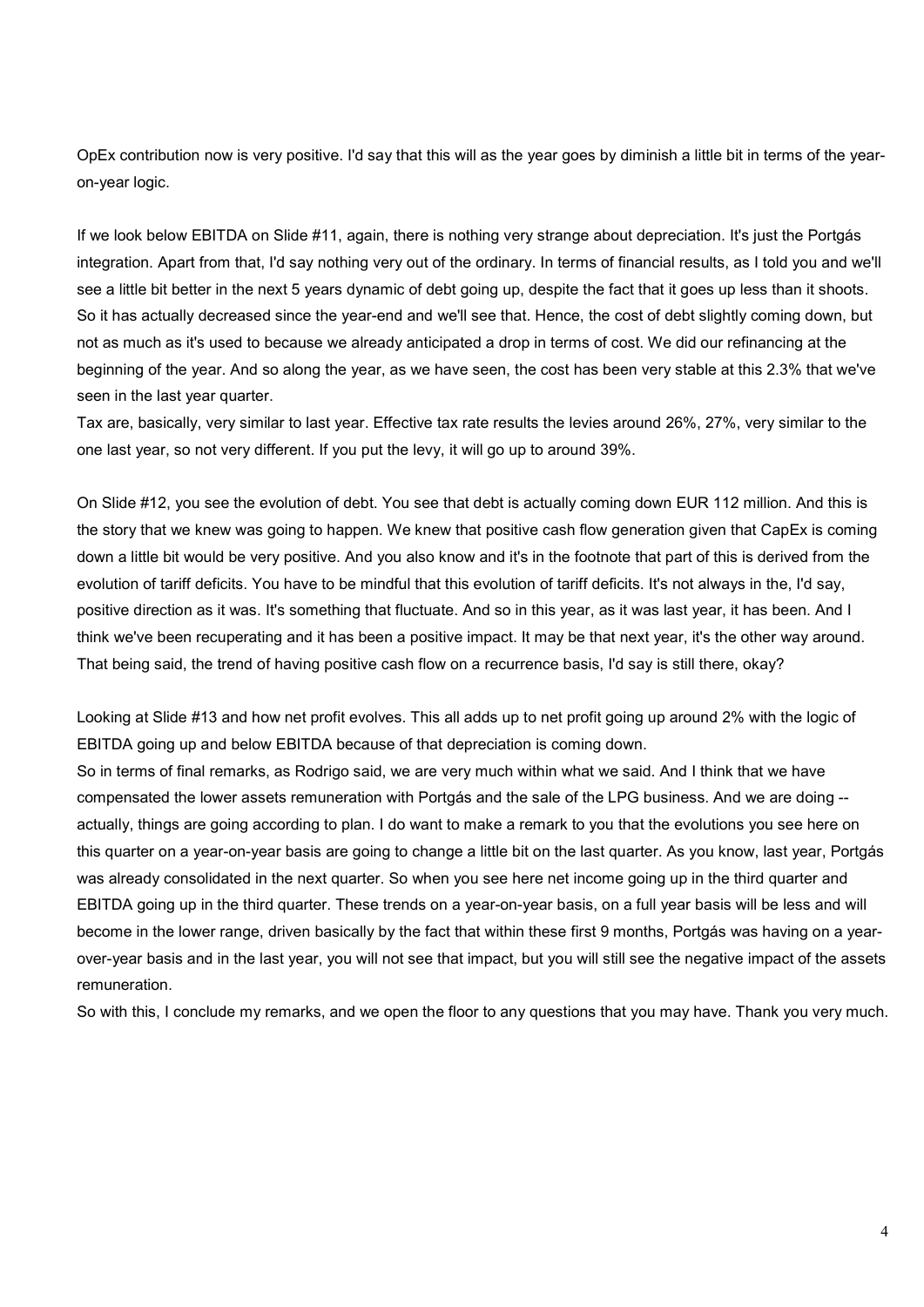OpEx contribution now is very positive. I'd say that this will as the year goes by diminish a little bit in terms of the year-on-year logic.

If we look below EBITDA on Slide #11, again, there is nothing very strange about depreciation. It's just the Portgás integration. Apart from that, I'd say nothing very out of the ordinary. In terms of financial results, as I told you and we'll see a little bit better in the next 5 years dynamic of debt going up, despite the fact that it goes up less than it shoots. So it has actually decreased since the year-end and we'll see that. Hence, the cost of debt slightly coming down, but not as much as it's used to because we already anticipated a drop in terms of cost. We did our refinancing at the beginning of the year. And so along the year, as we have seen, the cost has been very stable at this 2.3% that we've seen in the last year quarter.
Tax are, basically, very similar to last year. Effective tax rate results the levies around 26%, 27%, very similar to the one last year, so not very different. If you put the levy, it will go up to around 39%.

On Slide #12, you see the evolution of debt. You see that debt is actually coming down EUR 112 million. And this is the story that we knew was going to happen. We knew that positive cash flow generation given that CapEx is coming down a little bit would be very positive. And you also know and it's in the footnote that part of this is derived from the evolution of tariff deficits. You have to be mindful that this evolution of tariff deficits. It's not always in the, I'd say, positive direction as it was. It's something that fluctuate. And so in this year, as it was last year, it has been. And I think we've been recuperating and it has been a positive impact. It may be that next year, it's the other way around. That being said, the trend of having positive cash flow on a recurrence basis, I'd say is still there, okay?

Looking at Slide #13 and how net profit evolves. This all adds up to net profit going up around 2% with the logic of EBITDA going up and below EBITDA because of that depreciation is coming down.
So in terms of final remarks, as Rodrigo said, we are very much within what we said. And I think that we have compensated the lower assets remuneration with Portgás and the sale of the LPG business. And we are doing -- actually, things are going according to plan. I do want to make a remark to you that the evolutions you see here on this quarter on a year-on-year basis are going to change a little bit on the last quarter. As you know, last year, Portgás was already consolidated in the next quarter. So when you see here net income going up in the third quarter and EBITDA going up in the third quarter. These trends on a year-on-year basis, on a full year basis will be less and will become in the lower range, driven basically by the fact that within these first 9 months, Portgás was having on a year-over-year basis and in the last year, you will not see that impact, but you will still see the negative impact of the assets remuneration.
So with this, I conclude my remarks, and we open the floor to any questions that you may have. Thank you very much.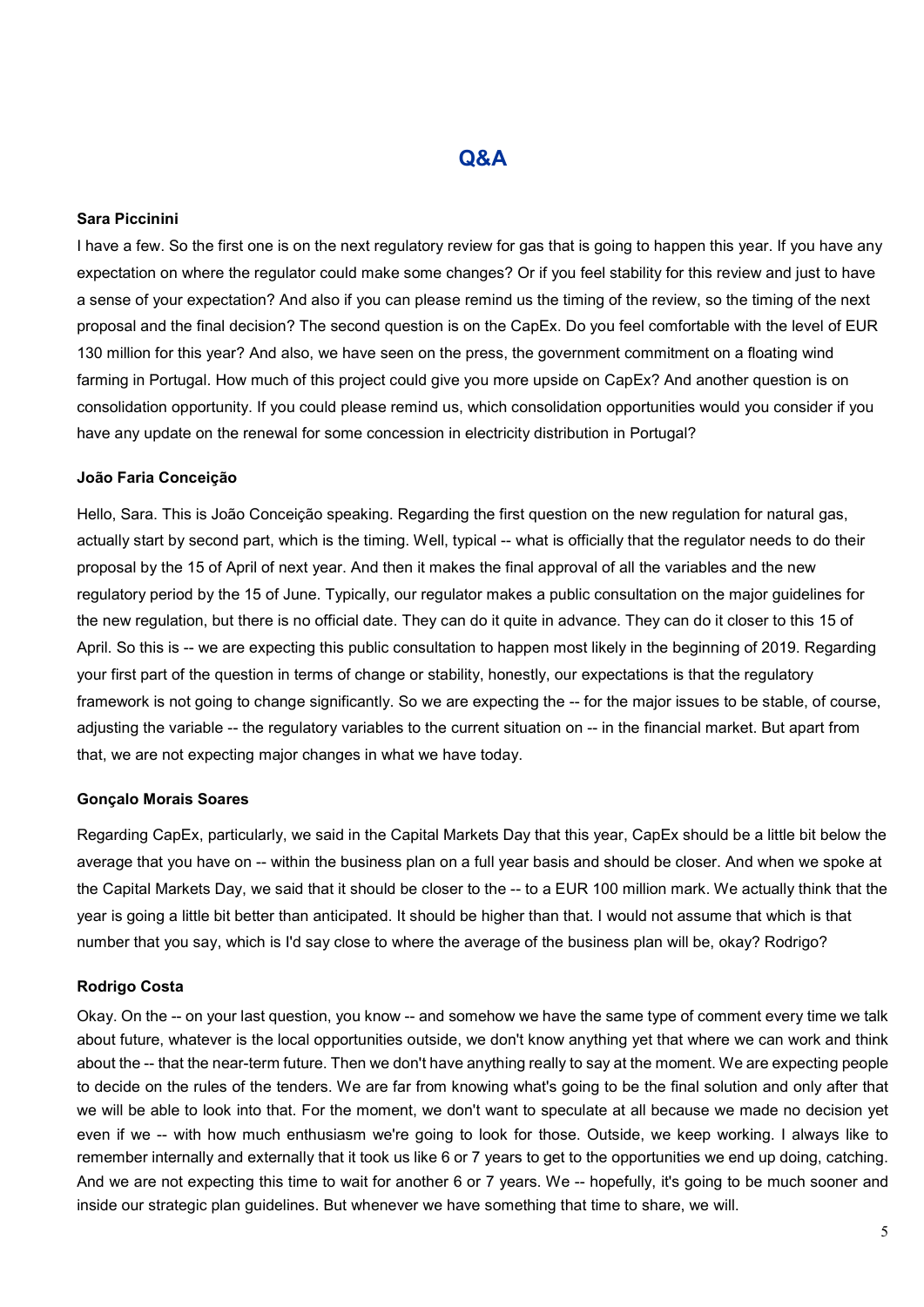## Q&A

**Sara Piccinini**

I have a few. So the first one is on the next regulatory review for gas that is going to happen this year. If you have any expectation on where the regulator could make some changes? Or if you feel stability for this review and just to have a sense of your expectation? And also if you can please remind us the timing of the review, so the timing of the next proposal and the final decision? The second question is on the CapEx. Do you feel comfortable with the level of EUR 130 million for this year? And also, we have seen on the press, the government commitment on a floating wind farming in Portugal. How much of this project could give you more upside on CapEx? And another question is on consolidation opportunity. If you could please remind us, which consolidation opportunities would you consider if you have any update on the renewal for some concession in electricity distribution in Portugal?

**João Faria Conceição**

Hello, Sara. This is João Conceição speaking. Regarding the first question on the new regulation for natural gas, actually start by second part, which is the timing. Well, typical -- what is officially that the regulator needs to do their proposal by the 15 of April of next year. And then it makes the final approval of all the variables and the new regulatory period by the 15 of June. Typically, our regulator makes a public consultation on the major guidelines for the new regulation, but there is no official date. They can do it quite in advance. They can do it closer to this 15 of April. So this is -- we are expecting this public consultation to happen most likely in the beginning of 2019. Regarding your first part of the question in terms of change or stability, honestly, our expectations is that the regulatory framework is not going to change significantly. So we are expecting the -- for the major issues to be stable, of course, adjusting the variable -- the regulatory variables to the current situation on -- in the financial market. But apart from that, we are not expecting major changes in what we have today.

**Gonçalo Morais Soares**

Regarding CapEx, particularly, we said in the Capital Markets Day that this year, CapEx should be a little bit below the average that you have on -- within the business plan on a full year basis and should be closer. And when we spoke at the Capital Markets Day, we said that it should be closer to the -- to a EUR 100 million mark. We actually think that the year is going a little bit better than anticipated. It should be higher than that. I would not assume that which is that number that you say, which is I'd say close to where the average of the business plan will be, okay? Rodrigo?

**Rodrigo Costa**

Okay. On the -- on your last question, you know -- and somehow we have the same type of comment every time we talk about future, whatever is the local opportunities outside, we don't know anything yet that where we can work and think about the -- that the near-term future. Then we don't have anything really to say at the moment. We are expecting people to decide on the rules of the tenders. We are far from knowing what's going to be the final solution and only after that we will be able to look into that. For the moment, we don't want to speculate at all because we made no decision yet even if we -- with how much enthusiasm we're going to look for those. Outside, we keep working. I always like to remember internally and externally that it took us like 6 or 7 years to get to the opportunities we end up doing, catching. And we are not expecting this time to wait for another 6 or 7 years. We -- hopefully, it's going to be much sooner and inside our strategic plan guidelines. But whenever we have something that time to share, we will.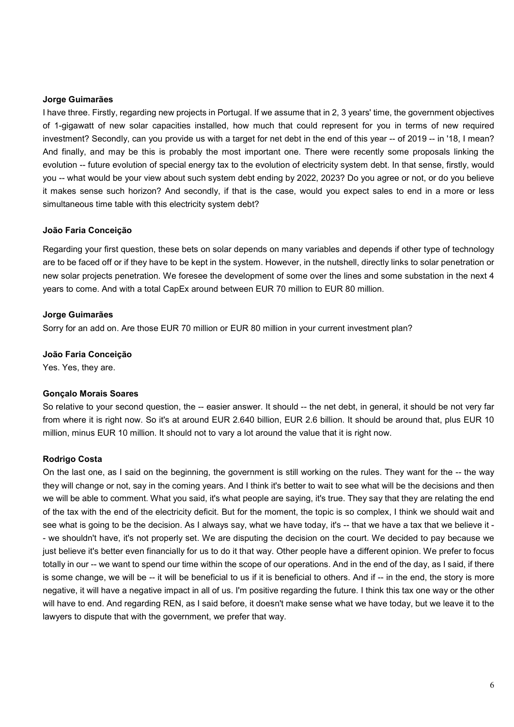**Jorge Guimarães**

I have three. Firstly, regarding new projects in Portugal. If we assume that in 2, 3 years' time, the government objectives of 1-gigawatt of new solar capacities installed, how much that could represent for you in terms of new required investment? Secondly, can you provide us with a target for net debt in the end of this year -- of 2019 -- in '18, I mean? And finally, and may be this is probably the most important one. There were recently some proposals linking the evolution -- future evolution of special energy tax to the evolution of electricity system debt. In that sense, firstly, would you -- what would be your view about such system debt ending by 2022, 2023? Do you agree or not, or do you believe it makes sense such horizon? And secondly, if that is the case, would you expect sales to end in a more or less simultaneous time table with this electricity system debt?

**João Faria Conceição**

Regarding your first question, these bets on solar depends on many variables and depends if other type of technology are to be faced off or if they have to be kept in the system. However, in the nutshell, directly links to solar penetration or new solar projects penetration. We foresee the development of some over the lines and some substation in the next 4 years to come. And with a total CapEx around between EUR 70 million to EUR 80 million.

**Jorge Guimarães**

Sorry for an add on. Are those EUR 70 million or EUR 80 million in your current investment plan?

**João Faria Conceição**

Yes. Yes, they are.

**Gonçalo Morais Soares**

So relative to your second question, the -- easier answer. It should -- the net debt, in general, it should be not very far from where it is right now. So it's at around EUR 2.640 billion, EUR 2.6 billion. It should be around that, plus EUR 10 million, minus EUR 10 million. It should not to vary a lot around the value that it is right now.

**Rodrigo Costa**

On the last one, as I said on the beginning, the government is still working on the rules. They want for the -- the way they will change or not, say in the coming years. And I think it's better to wait to see what will be the decisions and then we will be able to comment. What you said, it's what people are saying, it's true. They say that they are relating the end of the tax with the end of the electricity deficit. But for the moment, the topic is so complex, I think we should wait and see what is going to be the decision. As I always say, what we have today, it's -- that we have a tax that we believe it -- we shouldn't have, it's not properly set. We are disputing the decision on the court. We decided to pay because we just believe it's better even financially for us to do it that way. Other people have a different opinion. We prefer to focus totally in our -- we want to spend our time within the scope of our operations. And in the end of the day, as I said, if there is some change, we will be -- it will be beneficial to us if it is beneficial to others. And if -- in the end, the story is more negative, it will have a negative impact in all of us. I'm positive regarding the future. I think this tax one way or the other will have to end. And regarding REN, as I said before, it doesn't make sense what we have today, but we leave it to the lawyers to dispute that with the government, we prefer that way.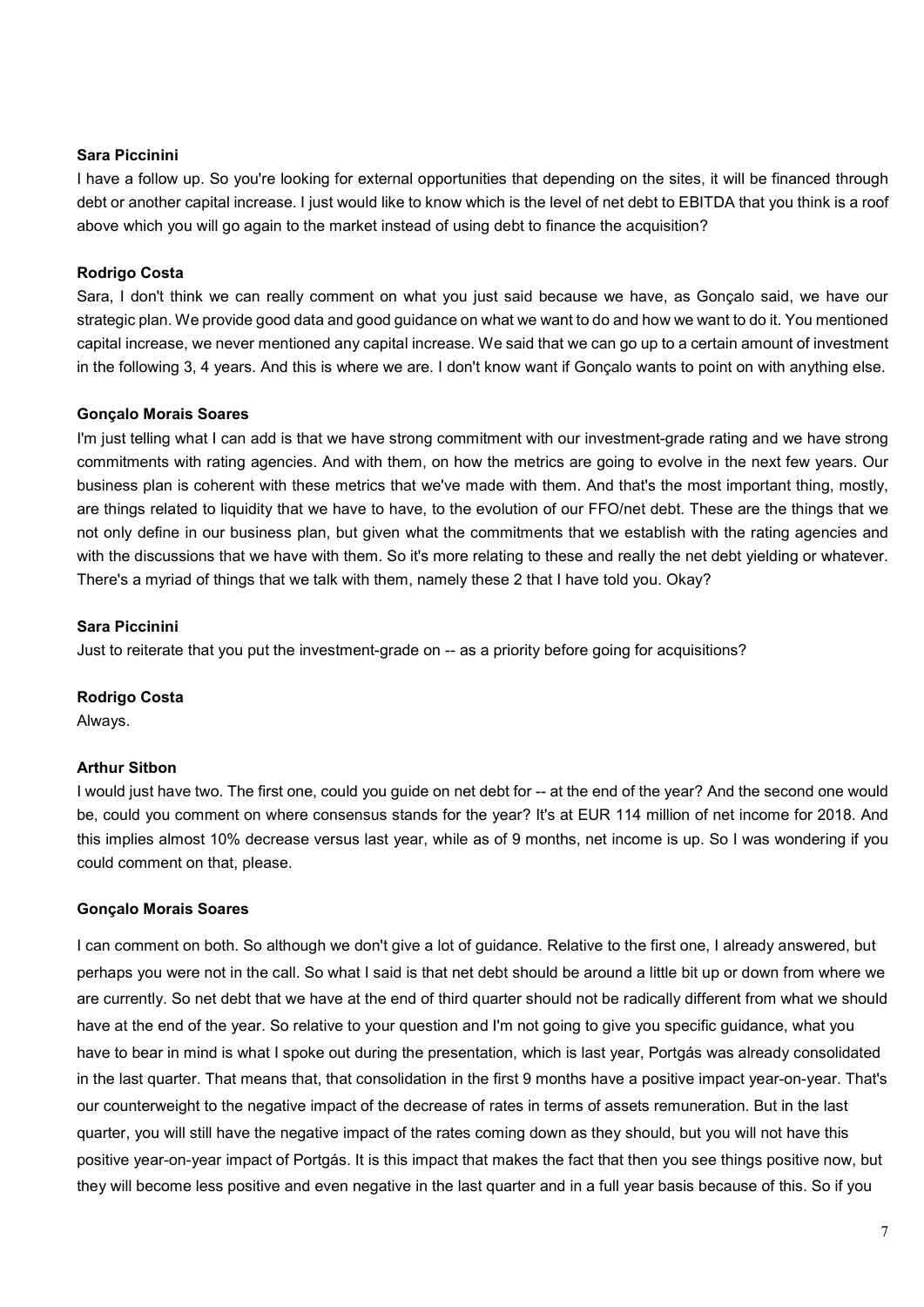**Sara Piccinini**

I have a follow up. So you're looking for external opportunities that depending on the sites, it will be financed through debt or another capital increase. I just would like to know which is the level of net debt to EBITDA that you think is a roof above which you will go again to the market instead of using debt to finance the acquisition?

**Rodrigo Costa**

Sara, I don't think we can really comment on what you just said because we have, as Gonçalo said, we have our strategic plan. We provide good data and good guidance on what we want to do and how we want to do it. You mentioned capital increase, we never mentioned any capital increase. We said that we can go up to a certain amount of investment in the following 3, 4 years. And this is where we are. I don't know want if Gonçalo wants to point on with anything else.

**Gonçalo Morais Soares**

I'm just telling what I can add is that we have strong commitment with our investment-grade rating and we have strong commitments with rating agencies. And with them, on how the metrics are going to evolve in the next few years. Our business plan is coherent with these metrics that we've made with them. And that's the most important thing, mostly, are things related to liquidity that we have to have, to the evolution of our FFO/net debt. These are the things that we not only define in our business plan, but given what the commitments that we establish with the rating agencies and with the discussions that we have with them. So it's more relating to these and really the net debt yielding or whatever. There's a myriad of things that we talk with them, namely these 2 that I have told you. Okay?

**Sara Piccinini**

Just to reiterate that you put the investment-grade on -- as a priority before going for acquisitions?

**Rodrigo Costa**

Always.

**Arthur Sitbon**

I would just have two. The first one, could you guide on net debt for -- at the end of the year? And the second one would be, could you comment on where consensus stands for the year? It's at EUR 114 million of net income for 2018. And this implies almost 10% decrease versus last year, while as of 9 months, net income is up. So I was wondering if you could comment on that, please.

**Gonçalo Morais Soares**

I can comment on both. So although we don't give a lot of guidance. Relative to the first one, I already answered, but perhaps you were not in the call. So what I said is that net debt should be around a little bit up or down from where we are currently. So net debt that we have at the end of third quarter should not be radically different from what we should have at the end of the year. So relative to your question and I'm not going to give you specific guidance, what you have to bear in mind is what I spoke out during the presentation, which is last year, Portgás was already consolidated in the last quarter. That means that, that consolidation in the first 9 months have a positive impact year-on-year. That's our counterweight to the negative impact of the decrease of rates in terms of assets remuneration. But in the last quarter, you will still have the negative impact of the rates coming down as they should, but you will not have this positive year-on-year impact of Portgás. It is this impact that makes the fact that then you see things positive now, but they will become less positive and even negative in the last quarter and in a full year basis because of this. So if you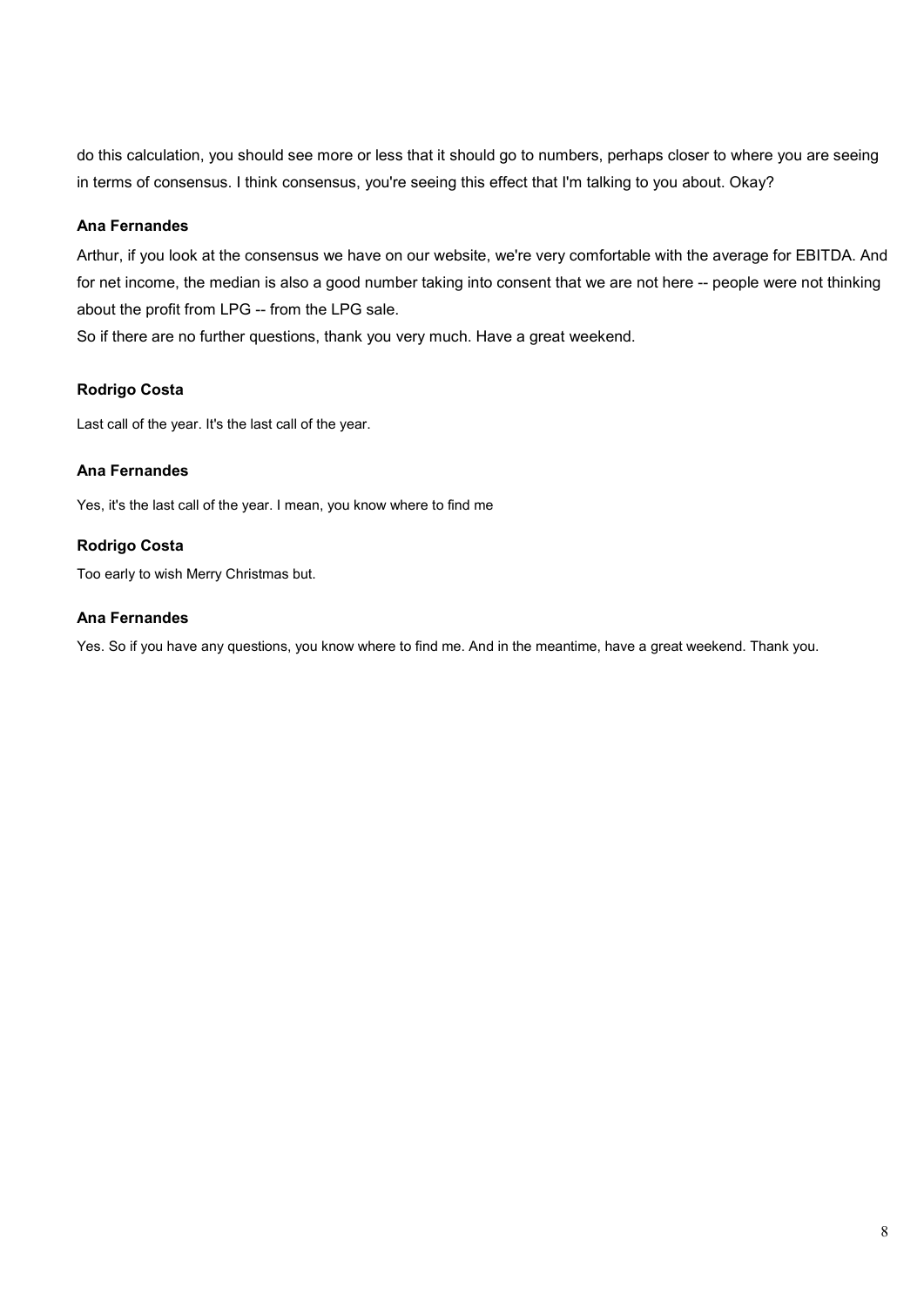do this calculation, you should see more or less that it should go to numbers, perhaps closer to where you are seeing in terms of consensus. I think consensus, you're seeing this effect that I'm talking to you about. Okay?

**Ana Fernandes**

Arthur, if you look at the consensus we have on our website, we're very comfortable with the average for EBITDA. And for net income, the median is also a good number taking into consent that we are not here -- people were not thinking about the profit from LPG -- from the LPG sale.

So if there are no further questions, thank you very much. Have a great weekend.

**Rodrigo Costa**

Last call of the year. It's the last call of the year.

**Ana Fernandes**

Yes, it's the last call of the year. I mean, you know where to find me

**Rodrigo Costa**

Too early to wish Merry Christmas but.

**Ana Fernandes**

Yes. So if you have any questions, you know where to find me. And in the meantime, have a great weekend. Thank you.